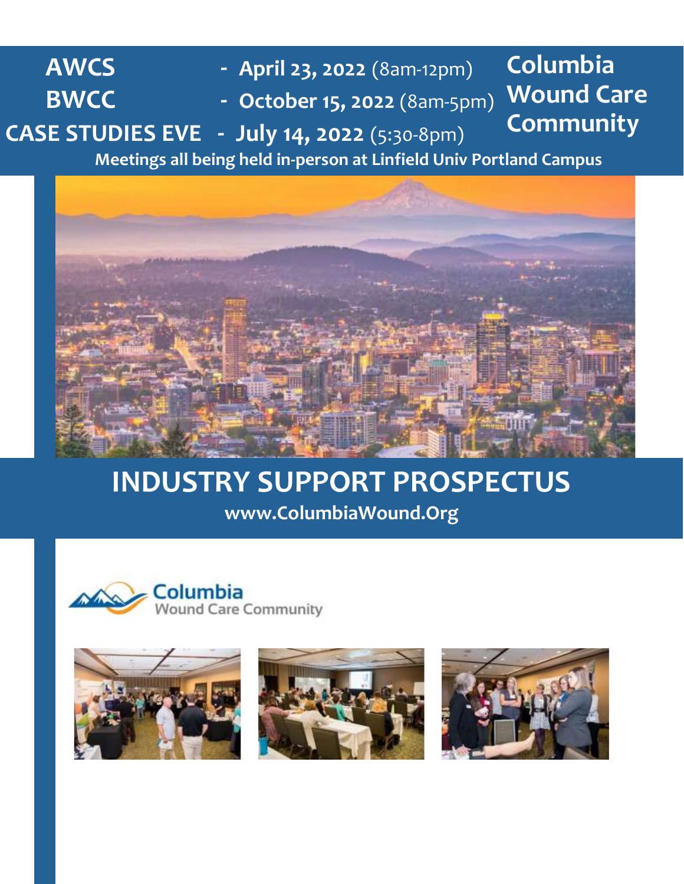**AWCS** - **April 23, 2022** (8am-12pm)

**BWCC** - **October 15, 2022** (8am-5pm)

**CASE STUDIES EVE** - **July 14, 2022** (5:30-8pm)

**Columbia Wound Care Community**

**Meetings all being held in-person at Linfield Univ Portland Campus**

# INDUSTRY SUPPORT PROSPECTUS

**www.ColumbiaWound.Org**

Columbia
Wound Care Community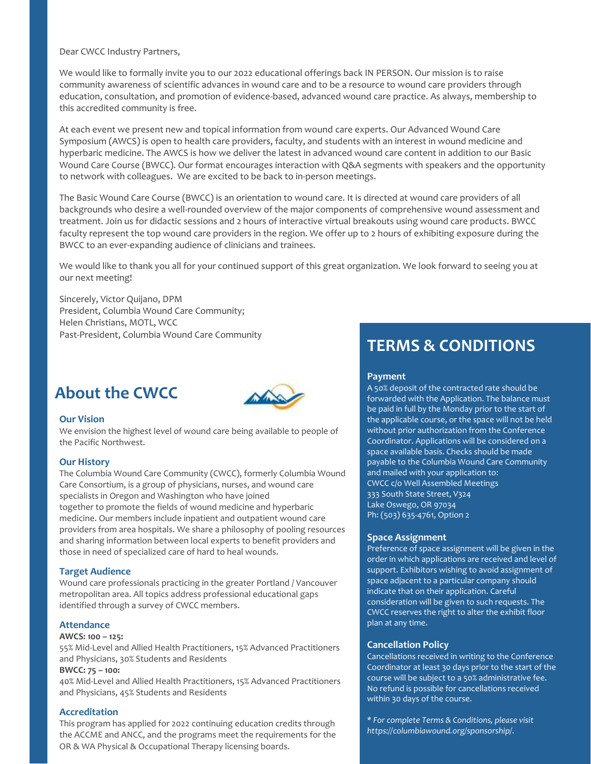Dear CWCC Industry Partners,

We would like to formally invite you to our 2022 educational offerings back IN PERSON. Our mission is to raise community awareness of scientific advances in wound care and to be a resource to wound care providers through education, consultation, and promotion of evidence-based, advanced wound care practice. As always, membership to this accredited community is free.

At each event we present new and topical information from wound care experts. Our Advanced Wound Care Symposium (AWCS) is open to health care providers, faculty, and students with an interest in wound medicine and hyperbaric medicine. The AWCS is how we deliver the latest in advanced wound care content in addition to our Basic Wound Care Course (BWCC). Our format encourages interaction with Q&A segments with speakers and the opportunity to network with colleagues. We are excited to be back to in-person meetings.

The Basic Wound Care Course (BWCC) is an orientation to wound care. It is directed at wound care providers of all backgrounds who desire a well-rounded overview of the major components of comprehensive wound assessment and treatment. Join us for didactic sessions and 2 hours of interactive virtual breakouts using wound care products. BWCC faculty represent the top wound care providers in the region. We offer up to 2 hours of exhibiting exposure during the BWCC to an ever-expanding audience of clinicians and trainees.

We would like to thank you all for your continued support of this great organization. We look forward to seeing you at our next meeting!

Sincerely, Victor Quijano, DPM
President, Columbia Wound Care Community;
Helen Christians, MOTL, WCC
Past-President, Columbia Wound Care Community

## About the CWCC

### Our Vision

We envision the highest level of wound care being available to people of the Pacific Northwest.

### Our History

The Columbia Wound Care Community (CWCC), formerly Columbia Wound Care Consortium, is a group of physicians, nurses, and wound care specialists in Oregon and Washington who have joined together to promote the fields of wound medicine and hyperbaric medicine. Our members include inpatient and outpatient wound care providers from area hospitals. We share a philosophy of pooling resources and sharing information between local experts to benefit providers and those in need of specialized care of hard to heal wounds.

### Target Audience

Wound care professionals practicing in the greater Portland / Vancouver metropolitan area. All topics address professional educational gaps identified through a survey of CWCC members.

### Attendance

**AWCS: 100 – 125:**
55% Mid-Level and Allied Health Practitioners, 15% Advanced Practitioners and Physicians, 30% Students and Residents

**BWCC: 75 – 100:**
40% Mid-Level and Allied Health Practitioners, 15% Advanced Practitioners and Physicians, 45% Students and Residents

### Accreditation

This program has applied for 2022 continuing education credits through the ACCME and ANCC, and the programs meet the requirements for the OR & WA Physical & Occupational Therapy licensing boards.

## TERMS & CONDITIONS

### Payment

A 50% deposit of the contracted rate should be forwarded with the Application. The balance must be paid in full by the Monday prior to the start of the applicable course, or the space will not be held without prior authorization from the Conference Coordinator. Applications will be considered on a space available basis. Checks should be made payable to the Columbia Wound Care Community and mailed with your application to:
CWCC c/o Well Assembled Meetings
333 South State Street, V324
Lake Oswego, OR 97034
Ph: (503) 635-4761, Option 2

### Space Assignment

Preference of space assignment will be given in the order in which applications are received and level of support. Exhibitors wishing to avoid assignment of space adjacent to a particular company should indicate that on their application. Careful consideration will be given to such requests. The CWCC reserves the right to alter the exhibit floor plan at any time.

### Cancellation Policy

Cancellations received in writing to the Conference Coordinator at least 30 days prior to the start of the course will be subject to a 50% administrative fee. No refund is possible for cancellations received within 30 days of the course.

*\* For complete Terms & Conditions, please visit https://columbiawound.org/sponsorship/.*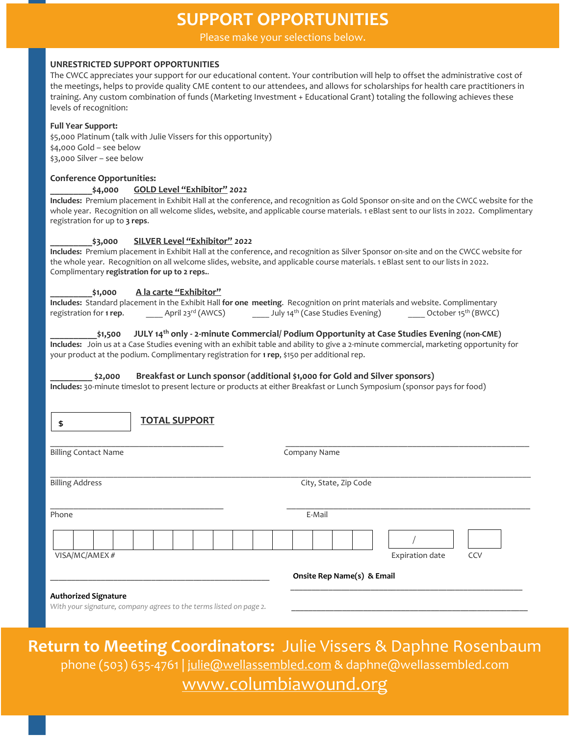# SUPPORT OPPORTUNITIES

Please make your selections below.

**UNRESTRICTED SUPPORT OPPORTUNITIES**

The CWCC appreciates your support for our educational content. Your contribution will help to offset the administrative cost of the meetings, helps to provide quality CME content to our attendees, and allows for scholarships for health care practitioners in training. Any custom combination of funds (Marketing Investment + Educational Grant) totaling the following achieves these levels of recognition:

**Full Year Support:**

$5,000 Platinum (talk with Julie Vissers for this opportunity)
$4,000 Gold – see below
$3,000 Silver – see below

**Conference Opportunities:**

__________**$4,000** **GOLD Level "Exhibitor" 2022**

**Includes:** Premium placement in Exhibit Hall at the conference, and recognition as Gold Sponsor on-site and on the CWCC website for the whole year. Recognition on all welcome slides, website, and applicable course materials. 1 eBlast sent to our lists in 2022. Complimentary registration for up to **3 reps**.

__________**$3,000** **SILVER Level "Exhibitor" 2022**

**Includes:** Premium placement in Exhibit Hall at the conference, and recognition as Silver Sponsor on-site and on the CWCC website for the whole year. Recognition on all welcome slides, website, and applicable course materials. 1 eBlast sent to our lists in 2022. Complimentary **registration for up to 2 reps.**.

__________**$1,000** **A la carte "Exhibitor"**

**Includes:** Standard placement in the Exhibit Hall **for one meeting**. Recognition on print materials and website. Complimentary registration for **1 rep**. ____ April 23rd (AWCS) ____ July 14th (Case Studies Evening) ____ October 15th (BWCC)

___________**$1,500** **JULY 14th only - 2-minute Commercial/ Podium Opportunity at Case Studies Evening (non-CME)**

**Includes:** Join us at a Case Studies evening with an exhibit table and ability to give a 2-minute commercial, marketing opportunity for your product at the podium. Complimentary registration for **1 rep**, $150 per additional rep.

__________ **$2,000** **Breakfast or Lunch sponsor (additional $1,000 for Gold and Silver sponsors)**

**Includes:** 30-minute timeslot to present lecture or products at either Breakfast or Lunch Symposium (sponsor pays for food)

**$** ____________ **TOTAL SUPPORT**

______________________________ Billing Contact Name

______________________________ Company Name

______________________________ Billing Address

______________________________ City, State, Zip Code

______________________________ Phone

______________________________ E-Mail

______________________________ VISA/MC/AMEX #

____ / ____ Expiration date

______ CCV

______________________________ **Authorized Signature**

*With your signature, company agrees to the terms listed on page 2.*

**Onsite Rep Name(s) & Email**

______________________________

______________________________

**Return to Meeting Coordinators:** Julie Vissers & Daphne Rosenbaum

phone (503) 635-4761 | julie@wellassembled.com & daphne@wellassembled.com

www.columbiawound.org